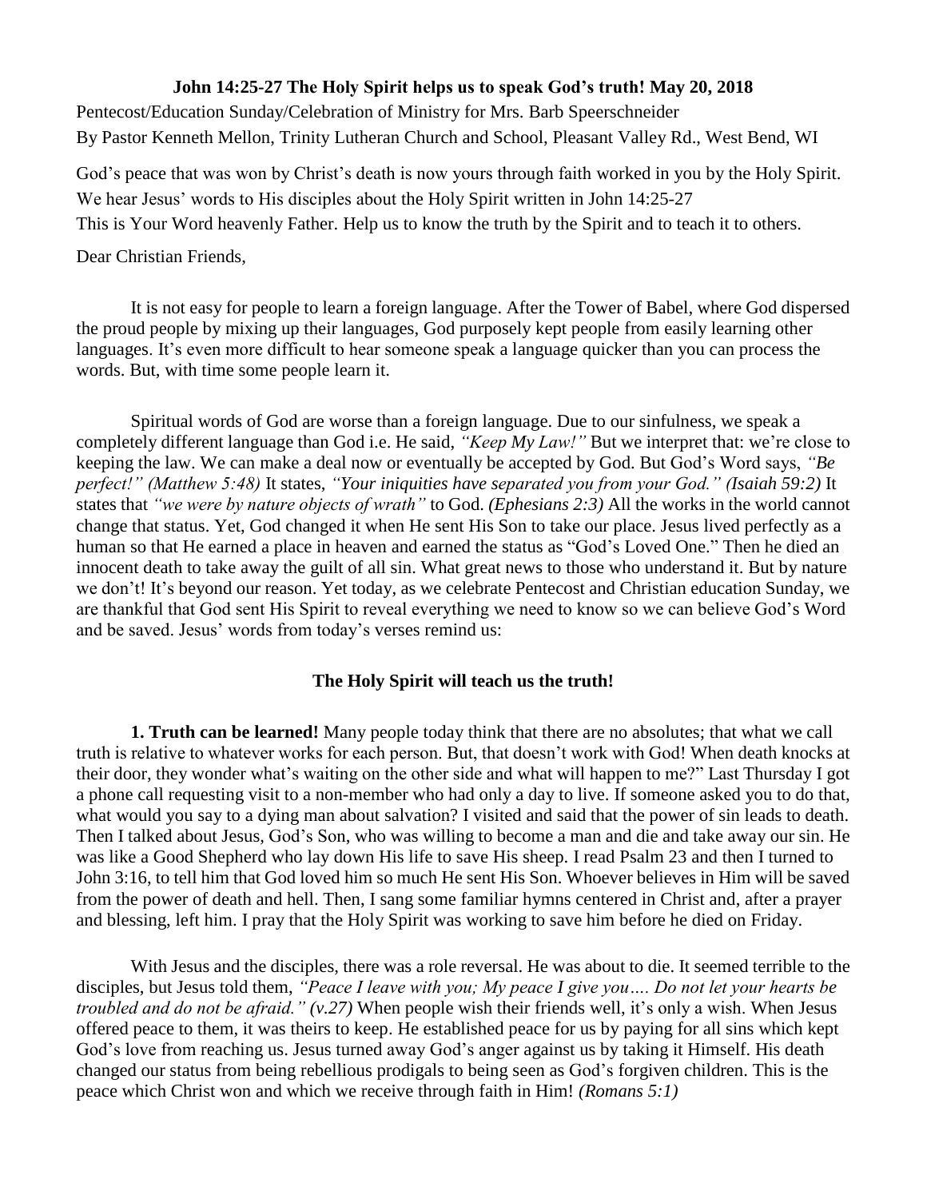**John 14:25-27 The Holy Spirit helps us to speak God's truth! May 20, 2018**

Pentecost/Education Sunday/Celebration of Ministry for Mrs. Barb Speerschneider
By Pastor Kenneth Mellon, Trinity Lutheran Church and School, Pleasant Valley Rd., West Bend, WI

God's peace that was won by Christ's death is now yours through faith worked in you by the Holy Spirit.
We hear Jesus' words to His disciples about the Holy Spirit written in John 14:25-27
This is Your Word heavenly Father. Help us to know the truth by the Spirit and to teach it to others.

Dear Christian Friends,

It is not easy for people to learn a foreign language. After the Tower of Babel, where God dispersed the proud people by mixing up their languages, God purposely kept people from easily learning other languages. It's even more difficult to hear someone speak a language quicker than you can process the words. But, with time some people learn it.

Spiritual words of God are worse than a foreign language. Due to our sinfulness, we speak a completely different language than God i.e. He said, *"Keep My Law!"* But we interpret that: we're close to keeping the law. We can make a deal now or eventually be accepted by God. But God's Word says, *"Be perfect!" (Matthew 5:48)* It states, *"Your iniquities have separated you from your God." (Isaiah 59:2)* It states that *"we were by nature objects of wrath"* to God. *(Ephesians 2:3)* All the works in the world cannot change that status. Yet, God changed it when He sent His Son to take our place. Jesus lived perfectly as a human so that He earned a place in heaven and earned the status as "God's Loved One." Then he died an innocent death to take away the guilt of all sin. What great news to those who understand it. But by nature we don't! It's beyond our reason. Yet today, as we celebrate Pentecost and Christian education Sunday, we are thankful that God sent His Spirit to reveal everything we need to know so we can believe God's Word and be saved. Jesus' words from today's verses remind us:

**The Holy Spirit will teach us the truth!**

**1. Truth can be learned!** Many people today think that there are no absolutes; that what we call truth is relative to whatever works for each person. But, that doesn't work with God! When death knocks at their door, they wonder what's waiting on the other side and what will happen to me?" Last Thursday I got a phone call requesting visit to a non-member who had only a day to live. If someone asked you to do that, what would you say to a dying man about salvation? I visited and said that the power of sin leads to death. Then I talked about Jesus, God's Son, who was willing to become a man and die and take away our sin. He was like a Good Shepherd who lay down His life to save His sheep. I read Psalm 23 and then I turned to John 3:16, to tell him that God loved him so much He sent His Son. Whoever believes in Him will be saved from the power of death and hell. Then, I sang some familiar hymns centered in Christ and, after a prayer and blessing, left him. I pray that the Holy Spirit was working to save him before he died on Friday.

With Jesus and the disciples, there was a role reversal. He was about to die. It seemed terrible to the disciples, but Jesus told them, *"Peace I leave with you; My peace I give you…. Do not let your hearts be troubled and do not be afraid." (v.27)* When people wish their friends well, it's only a wish. When Jesus offered peace to them, it was theirs to keep. He established peace for us by paying for all sins which kept God's love from reaching us. Jesus turned away God's anger against us by taking it Himself. His death changed our status from being rebellious prodigals to being seen as God's forgiven children. This is the peace which Christ won and which we receive through faith in Him! *(Romans 5:1)*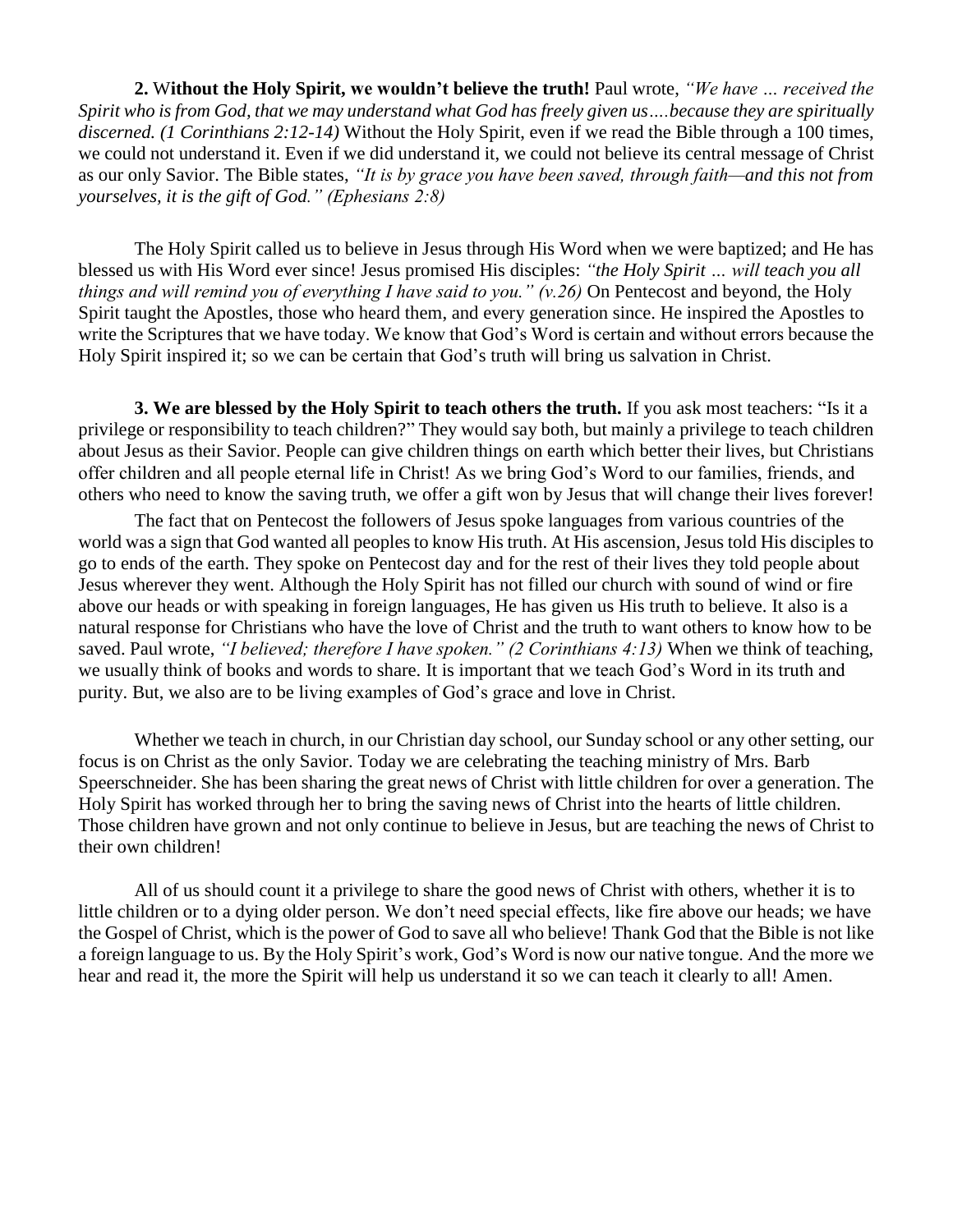**2. Without the Holy Spirit, we wouldn't believe the truth!** Paul wrote, *"We have … received the Spirit who is from God, that we may understand what God has freely given us….because they are spiritually discerned. (1 Corinthians 2:12-14)* Without the Holy Spirit, even if we read the Bible through a 100 times, we could not understand it. Even if we did understand it, we could not believe its central message of Christ as our only Savior. The Bible states, *"It is by grace you have been saved, through faith—and this not from yourselves, it is the gift of God." (Ephesians 2:8)*

The Holy Spirit called us to believe in Jesus through His Word when we were baptized; and He has blessed us with His Word ever since! Jesus promised His disciples: *"the Holy Spirit … will teach you all things and will remind you of everything I have said to you." (v.26)* On Pentecost and beyond, the Holy Spirit taught the Apostles, those who heard them, and every generation since. He inspired the Apostles to write the Scriptures that we have today. We know that God's Word is certain and without errors because the Holy Spirit inspired it; so we can be certain that God's truth will bring us salvation in Christ.

**3. We are blessed by the Holy Spirit to teach others the truth.** If you ask most teachers: "Is it a privilege or responsibility to teach children?" They would say both, but mainly a privilege to teach children about Jesus as their Savior. People can give children things on earth which better their lives, but Christians offer children and all people eternal life in Christ! As we bring God's Word to our families, friends, and others who need to know the saving truth, we offer a gift won by Jesus that will change their lives forever!

The fact that on Pentecost the followers of Jesus spoke languages from various countries of the world was a sign that God wanted all peoples to know His truth. At His ascension, Jesus told His disciples to go to ends of the earth. They spoke on Pentecost day and for the rest of their lives they told people about Jesus wherever they went. Although the Holy Spirit has not filled our church with sound of wind or fire above our heads or with speaking in foreign languages, He has given us His truth to believe. It also is a natural response for Christians who have the love of Christ and the truth to want others to know how to be saved. Paul wrote, *"I believed; therefore I have spoken." (2 Corinthians 4:13)* When we think of teaching, we usually think of books and words to share. It is important that we teach God's Word in its truth and purity. But, we also are to be living examples of God's grace and love in Christ.

Whether we teach in church, in our Christian day school, our Sunday school or any other setting, our focus is on Christ as the only Savior. Today we are celebrating the teaching ministry of Mrs. Barb Speerschneider. She has been sharing the great news of Christ with little children for over a generation. The Holy Spirit has worked through her to bring the saving news of Christ into the hearts of little children. Those children have grown and not only continue to believe in Jesus, but are teaching the news of Christ to their own children!

All of us should count it a privilege to share the good news of Christ with others, whether it is to little children or to a dying older person. We don't need special effects, like fire above our heads; we have the Gospel of Christ, which is the power of God to save all who believe! Thank God that the Bible is not like a foreign language to us. By the Holy Spirit's work, God's Word is now our native tongue. And the more we hear and read it, the more the Spirit will help us understand it so we can teach it clearly to all! Amen.